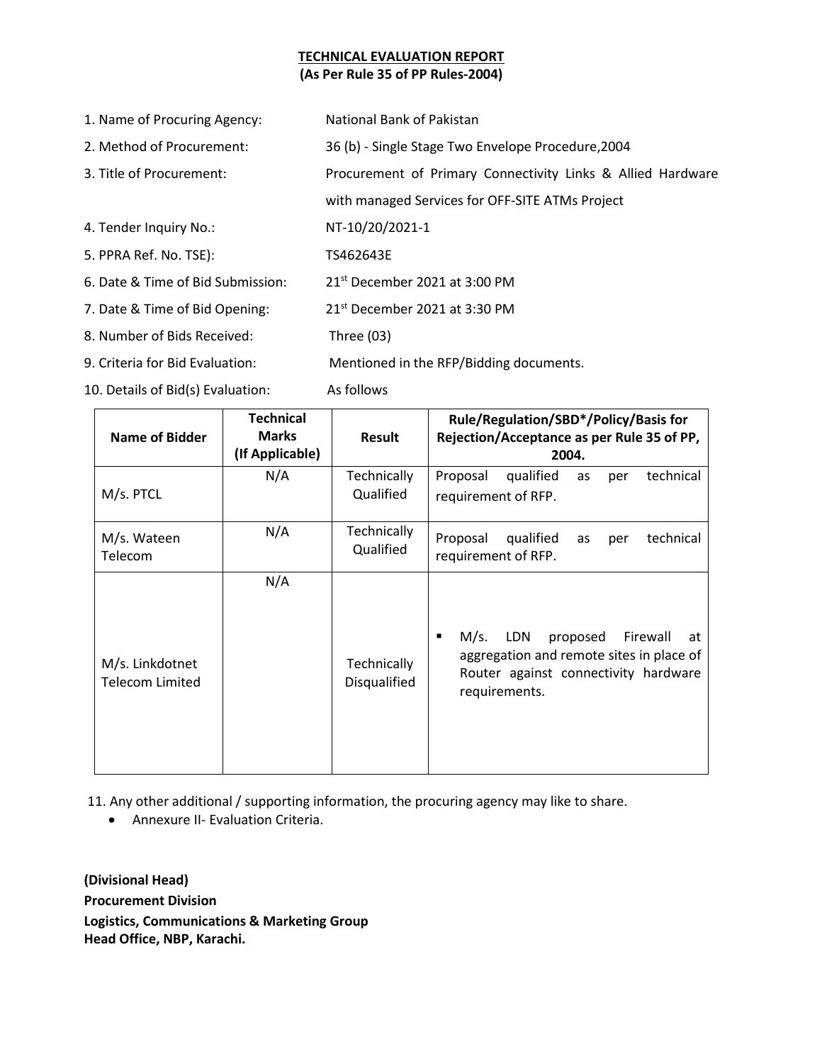**TECHNICAL EVALUATION REPORT**

**(As Per Rule 35 of PP Rules-2004)**

1. Name of Procuring Agency: National Bank of Pakistan
2. Method of Procurement: 36 (b) - Single Stage Two Envelope Procedure,2004
3. Title of Procurement: Procurement of Primary Connectivity Links & Allied Hardware with managed Services for OFF-SITE ATMs Project
4. Tender Inquiry No.: NT-10/20/2021-1
5. PPRA Ref. No. TSE): TS462643E
6. Date & Time of Bid Submission: 21st December 2021 at 3:00 PM
7. Date & Time of Bid Opening: 21st December 2021 at 3:30 PM
8. Number of Bids Received: Three (03)
9. Criteria for Bid Evaluation: Mentioned in the RFP/Bidding documents.
10. Details of Bid(s) Evaluation: As follows

| Name of Bidder | Technical Marks (If Applicable) | Result | Rule/Regulation/SBD*/Policy/Basis for Rejection/Acceptance as per Rule 35 of PP, 2004. |
|---|---|---|---|
| M/s. PTCL | N/A | Technically Qualified | Proposal qualified as per technical requirement of RFP. |
| M/s. Wateen Telecom | N/A | Technically Qualified | Proposal qualified as per technical requirement of RFP. |
| M/s. Linkdotnet Telecom Limited | N/A | Technically Disqualified | ▪ M/s. LDN proposed Firewall at aggregation and remote sites in place of Router against connectivity hardware requirements. |

11. Any other additional / supporting information, the procuring agency may like to share.
    - Annexure II- Evaluation Criteria.

**(Divisional Head)**

**Procurement Division**

**Logistics, Communications & Marketing Group**

**Head Office, NBP, Karachi.**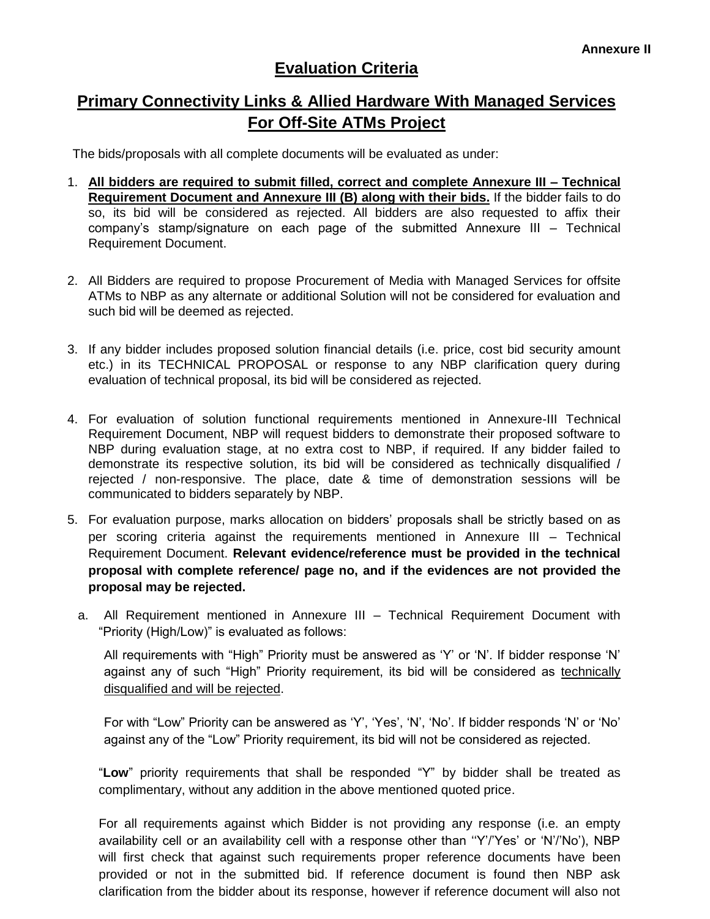**Annexure II**

# Evaluation Criteria

## Primary Connectivity Links & Allied Hardware With Managed Services For Off-Site ATMs Project

The bids/proposals with all complete documents will be evaluated as under:

1. **All bidders are required to submit filled, correct and complete Annexure III – Technical Requirement Document and Annexure III (B) along with their bids.** If the bidder fails to do so, its bid will be considered as rejected. All bidders are also requested to affix their company's stamp/signature on each page of the submitted Annexure III – Technical Requirement Document.

2. All Bidders are required to propose Procurement of Media with Managed Services for offsite ATMs to NBP as any alternate or additional Solution will not be considered for evaluation and such bid will be deemed as rejected.

3. If any bidder includes proposed solution financial details (i.e. price, cost bid security amount etc.) in its TECHNICAL PROPOSAL or response to any NBP clarification query during evaluation of technical proposal, its bid will be considered as rejected.

4. For evaluation of solution functional requirements mentioned in Annexure-III Technical Requirement Document, NBP will request bidders to demonstrate their proposed software to NBP during evaluation stage, at no extra cost to NBP, if required. If any bidder failed to demonstrate its respective solution, its bid will be considered as technically disqualified / rejected / non-responsive. The place, date & time of demonstration sessions will be communicated to bidders separately by NBP.

5. For evaluation purpose, marks allocation on bidders' proposals shall be strictly based on as per scoring criteria against the requirements mentioned in Annexure III – Technical Requirement Document. **Relevant evidence/reference must be provided in the technical proposal with complete reference/ page no, and if the evidences are not provided the proposal may be rejected.**

   a. All Requirement mentioned in Annexure III – Technical Requirement Document with "Priority (High/Low)" is evaluated as follows:

      All requirements with "High" Priority must be answered as 'Y' or 'N'. If bidder response 'N' against any of such "High" Priority requirement, its bid will be considered as technically disqualified and will be rejected.

      For with "Low" Priority can be answered as 'Y', 'Yes', 'N', 'No'. If bidder responds 'N' or 'No' against any of the "Low" Priority requirement, its bid will not be considered as rejected.

   "**Low**" priority requirements that shall be responded "Y" by bidder shall be treated as complimentary, without any addition in the above mentioned quoted price.

   For all requirements against which Bidder is not providing any response (i.e. an empty availability cell or an availability cell with a response other than ''Y'/'Yes' or 'N'/'No'), NBP will first check that against such requirements proper reference documents have been provided or not in the submitted bid. If reference document is found then NBP ask clarification from the bidder about its response, however if reference document will also not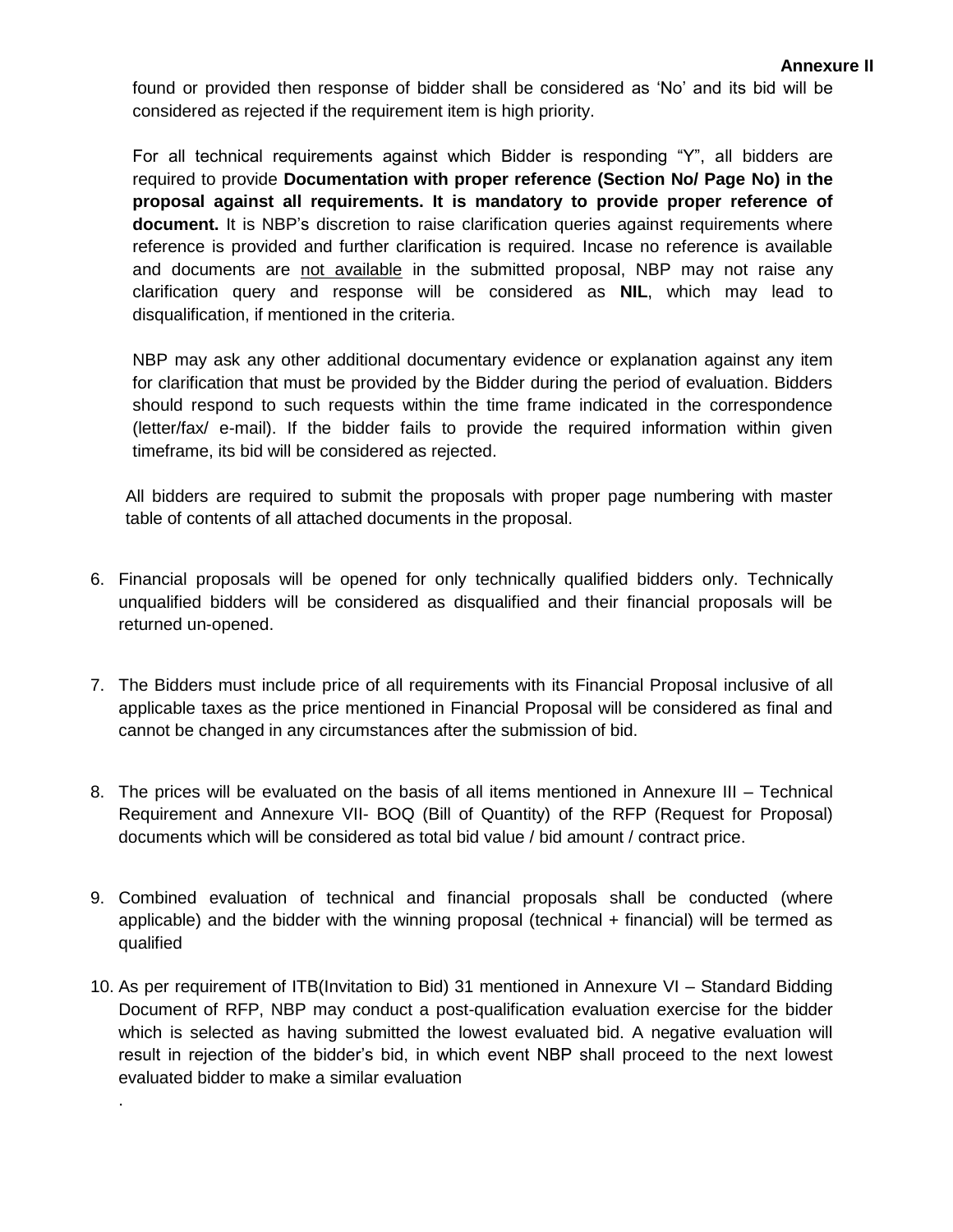found or provided then response of bidder shall be considered as 'No' and its bid will be considered as rejected if the requirement item is high priority.

For all technical requirements against which Bidder is responding "Y", all bidders are required to provide **Documentation with proper reference (Section No/ Page No) in the proposal against all requirements. It is mandatory to provide proper reference of document.** It is NBP's discretion to raise clarification queries against requirements where reference is provided and further clarification is required. Incase no reference is available and documents are not available in the submitted proposal, NBP may not raise any clarification query and response will be considered as **NIL**, which may lead to disqualification, if mentioned in the criteria.

NBP may ask any other additional documentary evidence or explanation against any item for clarification that must be provided by the Bidder during the period of evaluation. Bidders should respond to such requests within the time frame indicated in the correspondence (letter/fax/ e-mail). If the bidder fails to provide the required information within given timeframe, its bid will be considered as rejected.

All bidders are required to submit the proposals with proper page numbering with master table of contents of all attached documents in the proposal.

6. Financial proposals will be opened for only technically qualified bidders only. Technically unqualified bidders will be considered as disqualified and their financial proposals will be returned un-opened.

7. The Bidders must include price of all requirements with its Financial Proposal inclusive of all applicable taxes as the price mentioned in Financial Proposal will be considered as final and cannot be changed in any circumstances after the submission of bid.

8. The prices will be evaluated on the basis of all items mentioned in Annexure III – Technical Requirement and Annexure VII- BOQ (Bill of Quantity) of the RFP (Request for Proposal) documents which will be considered as total bid value / bid amount / contract price.

9. Combined evaluation of technical and financial proposals shall be conducted (where applicable) and the bidder with the winning proposal (technical + financial) will be termed as qualified

10. As per requirement of ITB(Invitation to Bid) 31 mentioned in Annexure VI – Standard Bidding Document of RFP, NBP may conduct a post-qualification evaluation exercise for the bidder which is selected as having submitted the lowest evaluated bid. A negative evaluation will result in rejection of the bidder's bid, in which event NBP shall proceed to the next lowest evaluated bidder to make a similar evaluation

.